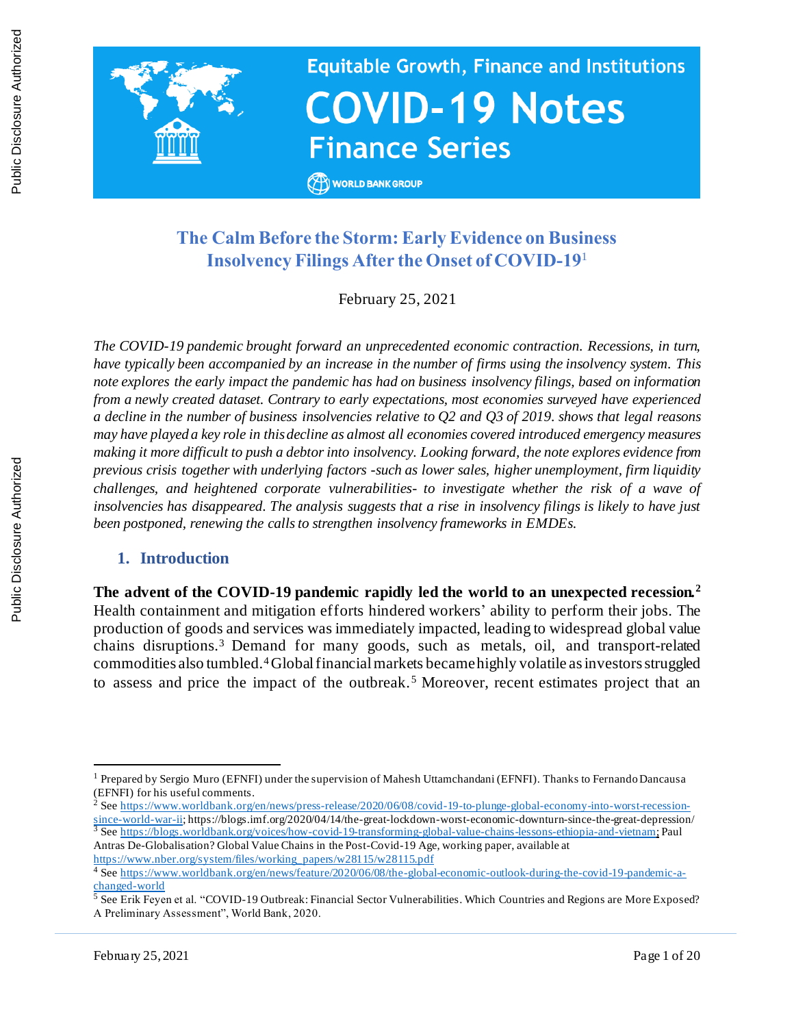Equitable Growth, Finance and Institutions

# COVID-19 Notes

## Finance Series

WORLD BANK GROUP

# The Calm Before the Storm: Early Evidence on Business Insolvency Filings After the Onset of COVID-19[1]

February 25, 2021

*The COVID-19 pandemic brought forward an unprecedented economic contraction. Recessions, in turn, have typically been accompanied by an increase in the number of firms using the insolvency system. This note explores the early impact the pandemic has had on business insolvency filings, based on information from a newly created dataset. Contrary to early expectations, most economies surveyed have experienced a decline in the number of business insolvencies relative to Q2 and Q3 of 2019. shows that legal reasons may have played a key role in this decline as almost all economies covered introduced emergency measures making it more difficult to push a debtor into insolvency. Looking forward, the note explores evidence from previous crisis together with underlying factors -such as lower sales, higher unemployment, firm liquidity challenges, and heightened corporate vulnerabilities- to investigate whether the risk of a wave of insolvencies has disappeared. The analysis suggests that a rise in insolvency filings is likely to have just been postponed, renewing the calls to strengthen insolvency frameworks in EMDEs.*

## 1. Introduction

**The advent of the COVID-19 pandemic rapidly led the world to an unexpected recession.**[2] Health containment and mitigation efforts hindered workers' ability to perform their jobs. The production of goods and services was immediately impacted, leading to widespread global value chains disruptions.[3] Demand for many goods, such as metals, oil, and transport-related commodities also tumbled.[4] Global financial markets became highly volatile as investors struggled to assess and price the impact of the outbreak.[5] Moreover, recent estimates project that an

---

[1] Prepared by Sergio Muro (EFNFI) under the supervision of Mahesh Uttamchandani (EFNFI). Thanks to Fernando Dancausa (EFNFI) for his useful comments.

[2] See https://www.worldbank.org/en/news/press-release/2020/06/08/covid-19-to-plunge-global-economy-into-worst-recession-since-world-war-ii; https://blogs.imf.org/2020/04/14/the-great-lockdown-worst-economic-downturn-since-the-great-depression/

[3] See https://blogs.worldbank.org/voices/how-covid-19-transforming-global-value-chains-lessons-ethiopia-and-vietnam; Paul Antras De-Globalisation? Global Value Chains in the Post-Covid-19 Age, working paper, available at https://www.nber.org/system/files/working_papers/w28115/w28115.pdf

[4] See https://www.worldbank.org/en/news/feature/2020/06/08/the-global-economic-outlook-during-the-covid-19-pandemic-a-changed-world

[5] See Erik Feyen et al. "COVID-19 Outbreak: Financial Sector Vulnerabilities. Which Countries and Regions are More Exposed? A Preliminary Assessment", World Bank, 2020.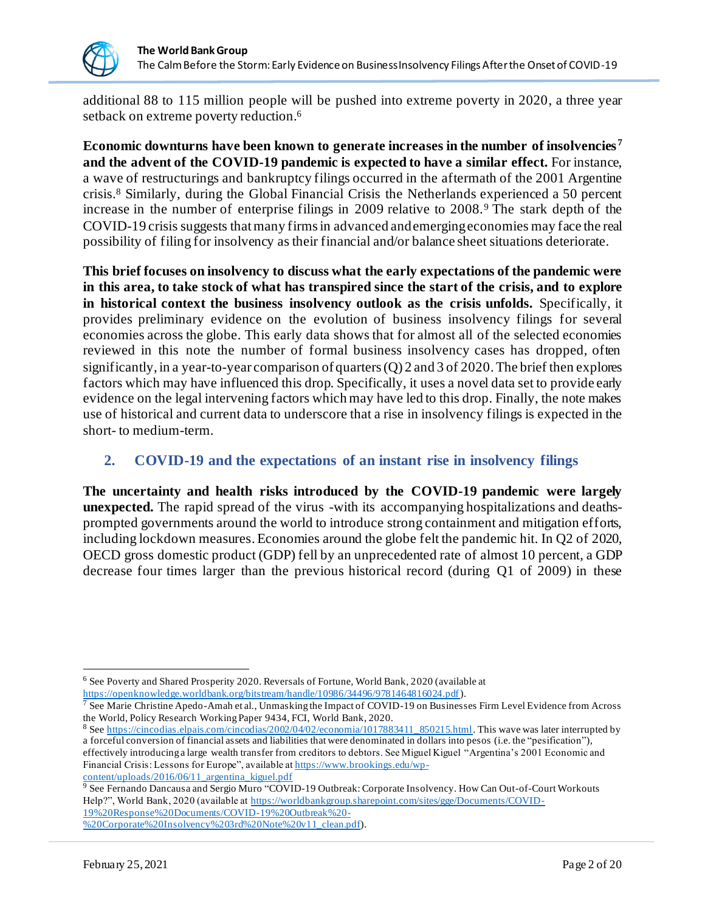additional 88 to 115 million people will be pushed into extreme poverty in 2020, a three year setback on extreme poverty reduction.[6]

**Economic downturns have been known to generate increases in the number of insolvencies[7] and the advent of the COVID-19 pandemic is expected to have a similar effect.** For instance, a wave of restructurings and bankruptcy filings occurred in the aftermath of the 2001 Argentine crisis.[8] Similarly, during the Global Financial Crisis the Netherlands experienced a 50 percent increase in the number of enterprise filings in 2009 relative to 2008.[9] The stark depth of the COVID-19 crisis suggests that many firms in advanced and emerging economies may face the real possibility of filing for insolvency as their financial and/or balance sheet situations deteriorate.

**This brief focuses on insolvency to discuss what the early expectations of the pandemic were in this area, to take stock of what has transpired since the start of the crisis, and to explore in historical context the business insolvency outlook as the crisis unfolds.** Specifically, it provides preliminary evidence on the evolution of business insolvency filings for several economies across the globe. This early data shows that for almost all of the selected economies reviewed in this note the number of formal business insolvency cases has dropped, often significantly, in a year-to-year comparison of quarters (Q) 2 and 3 of 2020. The brief then explores factors which may have influenced this drop. Specifically, it uses a novel data set to provide early evidence on the legal intervening factors which may have led to this drop. Finally, the note makes use of historical and current data to underscore that a rise in insolvency filings is expected in the short- to medium-term.

## 2. COVID-19 and the expectations of an instant rise in insolvency filings

**The uncertainty and health risks introduced by the COVID-19 pandemic were largely unexpected.** The rapid spread of the virus -with its accompanying hospitalizations and deaths- prompted governments around the world to introduce strong containment and mitigation efforts, including lockdown measures. Economies around the globe felt the pandemic hit. In Q2 of 2020, OECD gross domestic product (GDP) fell by an unprecedented rate of almost 10 percent, a GDP decrease four times larger than the previous historical record (during Q1 of 2009) in these

---

[6] See Poverty and Shared Prosperity 2020. Reversals of Fortune, World Bank, 2020 (available at https://openknowledge.worldbank.org/bitstream/handle/10986/34496/9781464816024.pdf).

[7] See Marie Christine Apedo-Amah et al., Unmasking the Impact of COVID-19 on Businesses Firm Level Evidence from Across the World, Policy Research Working Paper 9434, FCI, World Bank, 2020.

[8] See https://cincodias.elpais.com/cincodias/2002/04/02/economia/1017883411_850215.html. This wave was later interrupted by a forceful conversion of financial assets and liabilities that were denominated in dollars into pesos (i.e. the "pesification"), effectively introducing a large wealth transfer from creditors to debtors. See Miguel Kiguel "Argentina's 2001 Economic and Financial Crisis: Lessons for Europe", available at https://www.brookings.edu/wp-content/uploads/2016/06/11_argentina_kiguel.pdf

[9] See Fernando Dancausa and Sergio Muro "COVID-19 Outbreak: Corporate Insolvency. How Can Out-of-Court Workouts Help?", World Bank, 2020 (available at https://worldbankgroup.sharepoint.com/sites/gge/Documents/COVID-19%20Response%20Documents/COVID-19%20Outbreak%20-%20Corporate%20Insolvency%203rd%20Note%20v11_clean.pdf).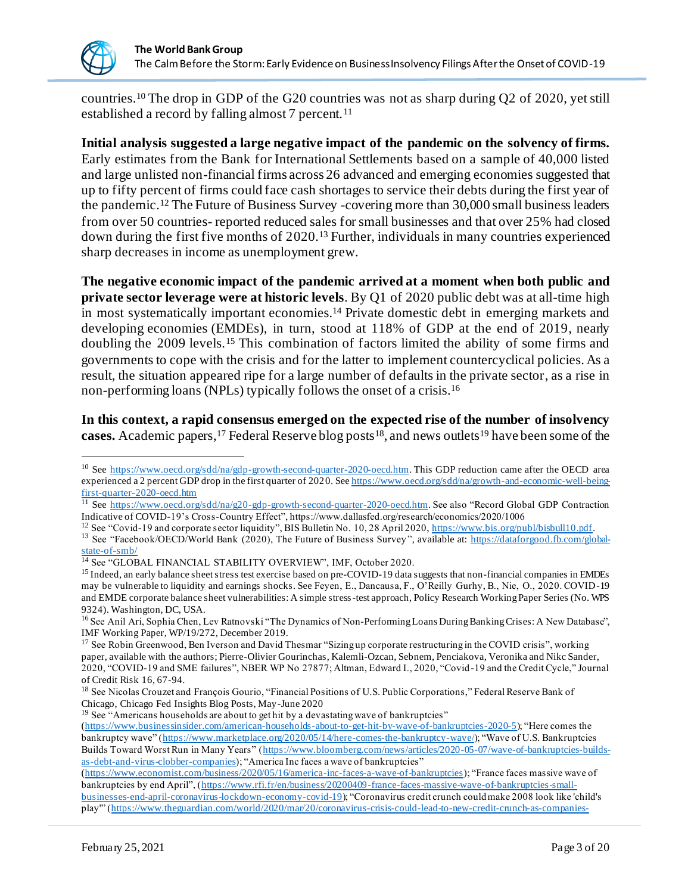countries.[10] The drop in GDP of the G20 countries was not as sharp during Q2 of 2020, yet still established a record by falling almost 7 percent.[11]

**Initial analysis suggested a large negative impact of the pandemic on the solvency of firms.** Early estimates from the Bank for International Settlements based on a sample of 40,000 listed and large unlisted non-financial firms across 26 advanced and emerging economies suggested that up to fifty percent of firms could face cash shortages to service their debts during the first year of the pandemic.[12] The Future of Business Survey -covering more than 30,000 small business leaders from over 50 countries- reported reduced sales for small businesses and that over 25% had closed down during the first five months of 2020.[13] Further, individuals in many countries experienced sharp decreases in income as unemployment grew.

**The negative economic impact of the pandemic arrived at a moment when both public and private sector leverage were at historic levels**. By Q1 of 2020 public debt was at all-time high in most systematically important economies.[14] Private domestic debt in emerging markets and developing economies (EMDEs), in turn, stood at 118% of GDP at the end of 2019, nearly doubling the 2009 levels.[15] This combination of factors limited the ability of some firms and governments to cope with the crisis and for the latter to implement countercyclical policies. As a result, the situation appeared ripe for a large number of defaults in the private sector, as a rise in non-performing loans (NPLs) typically follows the onset of a crisis.[16]

**In this context, a rapid consensus emerged on the expected rise of the number of insolvency cases.** Academic papers,[17] Federal Reserve blog posts[18], and news outlets[19] have been some of the

---

[10] See https://www.oecd.org/sdd/na/gdp-growth-second-quarter-2020-oecd.htm. This GDP reduction came after the OECD area experienced a 2 percent GDP drop in the first quarter of 2020. See https://www.oecd.org/sdd/na/growth-and-economic-well-being-first-quarter-2020-oecd.htm

[11] See https://www.oecd.org/sdd/na/g20-gdp-growth-second-quarter-2020-oecd.htm. See also "Record Global GDP Contraction Indicative of COVID-19's Cross-Country Effect", https://www.dallasfed.org/research/economics/2020/1006

[12] See "Covid-19 and corporate sector liquidity", BIS Bulletin No. 10, 28 April 2020, https://www.bis.org/publ/bisbull10.pdf.

[13] See "Facebook/OECD/World Bank (2020), The Future of Business Survey", available at: https://dataforgood.fb.com/global-state-of-smb/

[14] See "GLOBAL FINANCIAL STABILITY OVERVIEW", IMF, October 2020.

[15] Indeed, an early balance sheet stress test exercise based on pre-COVID-19 data suggests that non-financial companies in EMDEs may be vulnerable to liquidity and earnings shocks. See Feyen, E., Dancausa, F., O'Reilly Gurhy, B., Nie, O., 2020. COVID-19 and EMDE corporate balance sheet vulnerabilities: A simple stress-test approach, Policy Research Working Paper Series (No. WPS 9324). Washington, DC, USA.

[16] See Anil Ari, Sophia Chen, Lev Ratnovski "The Dynamics of Non-Performing Loans During Banking Crises: A New Database", IMF Working Paper, WP/19/272, December 2019.

[17] See Robin Greenwood, Ben Iverson and David Thesmar "Sizing up corporate restructuring in the COVID crisis", working paper, available with the authors; Pierre-Olivier Gourinchas, Kalemli-Ozcan, Sebnem, Penciakova, Veronika and Nikc Sander, 2020, "COVID-19 and SME failures", NBER WP No 27877; Altman, Edward I., 2020, "Covid-19 and the Credit Cycle," Journal of Credit Risk 16, 67-94.

[18] See Nicolas Crouzet and François Gourio, "Financial Positions of U.S. Public Corporations," Federal Reserve Bank of Chicago, Chicago Fed Insights Blog Posts, May-June 2020

[19] See "Americans households are about to get hit by a devastating wave of bankruptcies" (https://www.businessinsider.com/american-households-about-to-get-hit-by-wave-of-bankruptcies-2020-5); "Here comes the bankruptcy wave" (https://www.marketplace.org/2020/05/14/here-comes-the-bankruptcy-wave/); "Wave of U.S. Bankruptcies Builds Toward Worst Run in Many Years" (https://www.bloomberg.com/news/articles/2020-05-07/wave-of-bankruptcies-builds-as-debt-and-virus-clobber-companies); "America Inc faces a wave of bankruptcies" (https://www.economist.com/business/2020/05/16/america-inc-faces-a-wave-of-bankruptcies); "France faces massive wave of bankruptcies by end April", (https://www.rfi.fr/en/business/20200409-france-faces-massive-wave-of-bankruptcies-small-businesses-end-april-coronavirus-lockdown-economy-covid-19); "Coronavirus credit crunch could make 2008 look like 'child's play'" (https://www.theguardian.com/world/2020/mar/20/coronavirus-crisis-could-lead-to-new-credit-crunch-as-companies-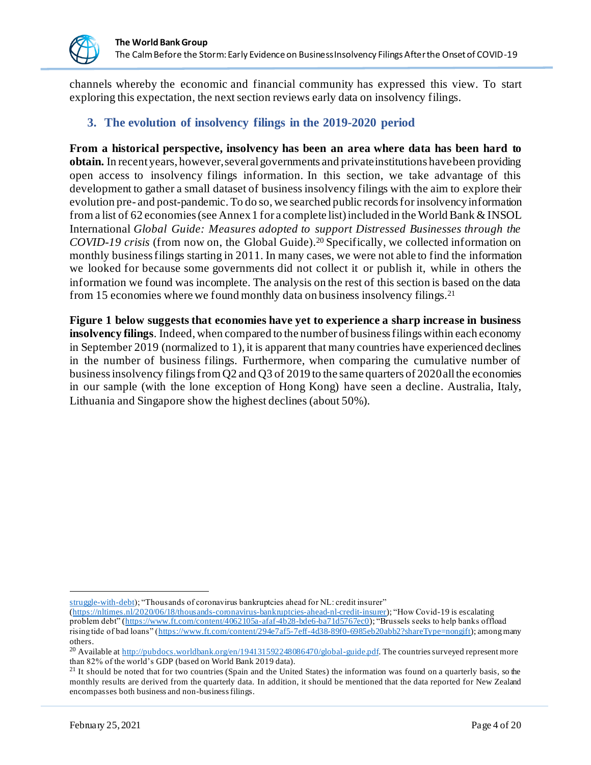channels whereby the economic and financial community has expressed this view. To start exploring this expectation, the next section reviews early data on insolvency filings.

## 3. The evolution of insolvency filings in the 2019-2020 period

**From a historical perspective, insolvency has been an area where data has been hard to obtain.** In recent years, however, several governments and private institutions have been providing open access to insolvency filings information. In this section, we take advantage of this development to gather a small dataset of business insolvency filings with the aim to explore their evolution pre- and post-pandemic. To do so, we searched public records for insolvency information from a list of 62 economies (see Annex 1 for a complete list) included in the World Bank & INSOL International *Global Guide: Measures adopted to support Distressed Businesses through the COVID-19 crisis* (from now on, the Global Guide).[20] Specifically, we collected information on monthly business filings starting in 2011. In many cases, we were not able to find the information we looked for because some governments did not collect it or publish it, while in others the information we found was incomplete. The analysis on the rest of this section is based on the data from 15 economies where we found monthly data on business insolvency filings.[21]

**Figure 1 below suggests that economies have yet to experience a sharp increase in business insolvency filings**. Indeed, when compared to the number of business filings within each economy in September 2019 (normalized to 1), it is apparent that many countries have experienced declines in the number of business filings. Furthermore, when comparing the cumulative number of business insolvency filings from Q2 and Q3 of 2019 to the same quarters of 2020 all the economies in our sample (with the lone exception of Hong Kong) have seen a decline. Australia, Italy, Lithuania and Singapore show the highest declines (about 50%).

---

struggle-with-debt); "Thousands of coronavirus bankruptcies ahead for NL: credit insurer" (https://nltimes.nl/2020/06/18/thousands-coronavirus-bankruptcies-ahead-nl-credit-insurer); "How Covid-19 is escalating problem debt" (https://www.ft.com/content/4062105a-afaf-4b28-bde6-ba71d5767ec0); "Brussels seeks to help banks offload rising tide of bad loans" (https://www.ft.com/content/294e7af5-7eff-4d38-89f0-6985eb20abb2?shareType=nongift); among many others.

[20] Available at http://pubdocs.worldbank.org/en/194131592248086470/global-guide.pdf. The countries surveyed represent more than 82% of the world's GDP (based on World Bank 2019 data).

[21] It should be noted that for two countries (Spain and the United States) the information was found on a quarterly basis, so the monthly results are derived from the quarterly data. In addition, it should be mentioned that the data reported for New Zealand encompasses both business and non-business filings.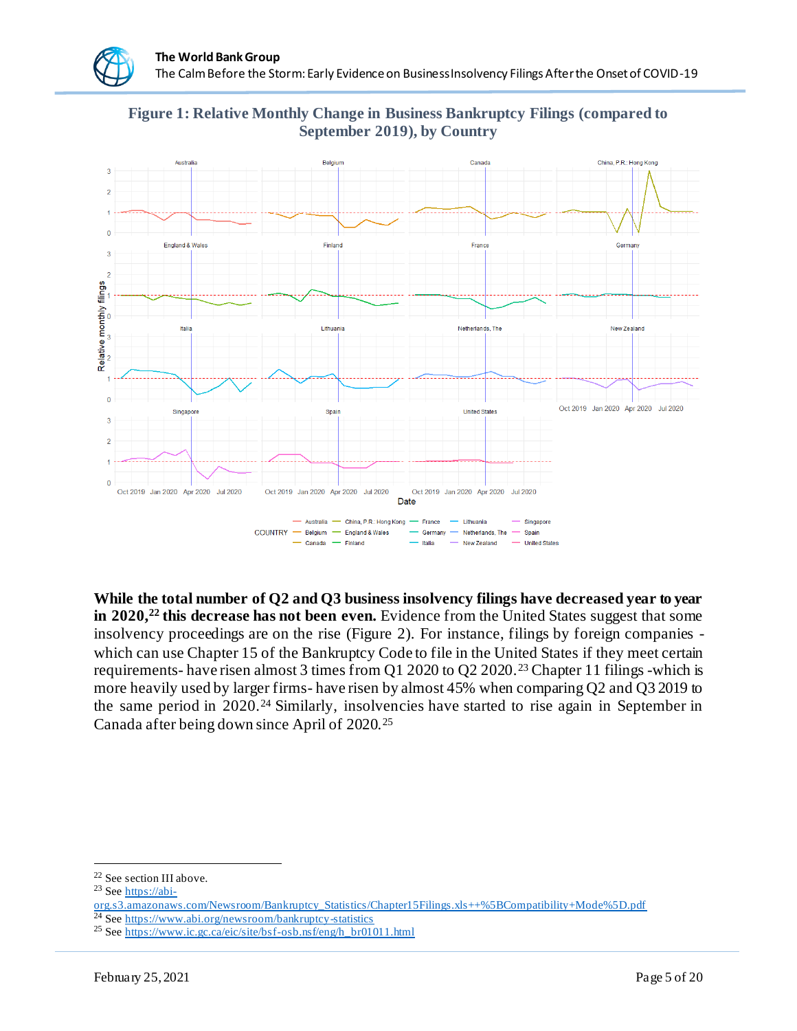**Figure 1: Relative Monthly Change in Business Bankruptcy Filings (compared to September 2019), by Country**

**While the total number of Q2 and Q3 business insolvency filings have decreased year to year in 2020,[22] this decrease has not been even.** Evidence from the United States suggest that some insolvency proceedings are on the rise (Figure 2). For instance, filings by foreign companies - which can use Chapter 15 of the Bankruptcy Code to file in the United States if they meet certain requirements- have risen almost 3 times from Q1 2020 to Q2 2020.[23] Chapter 11 filings -which is more heavily used by larger firms- have risen by almost 45% when comparing Q2 and Q3 2019 to the same period in 2020.[24] Similarly, insolvencies have started to rise again in September in Canada after being down since April of 2020.[25]

---

[22] See section III above.

[23] See https://abi-org.s3.amazonaws.com/Newsroom/Bankruptcy_Statistics/Chapter15Filings.xls++%5BCompatibility+Mode%5D.pdf

[24] See https://www.abi.org/newsroom/bankruptcy-statistics

[25] See https://www.ic.gc.ca/eic/site/bsf-osb.nsf/eng/h_br01011.html

February 25, 2021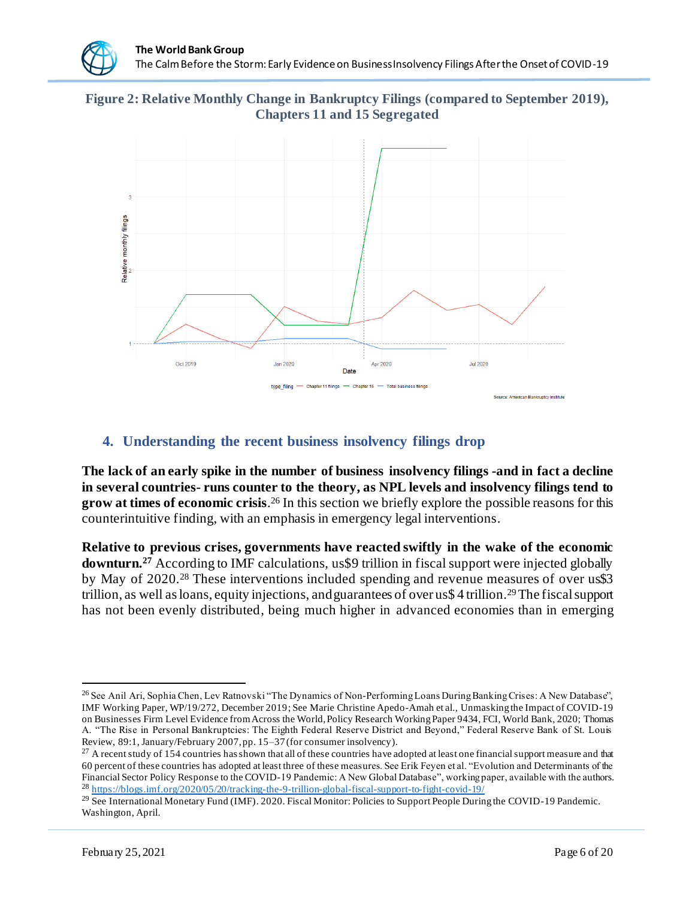**Figure 2: Relative Monthly Change in Bankruptcy Filings (compared to September 2019), Chapters 11 and 15 Segregated**

## 4. Understanding the recent business insolvency filings drop

**The lack of an early spike in the number of business insolvency filings -and in fact a decline in several countries- runs counter to the theory, as NPL levels and insolvency filings tend to grow at times of economic crisis**.[26] In this section we briefly explore the possible reasons for this counterintuitive finding, with an emphasis in emergency legal interventions.

**Relative to previous crises, governments have reacted swiftly in the wake of the economic downturn.[27]** According to IMF calculations, us$9 trillion in fiscal support were injected globally by May of 2020.[28] These interventions included spending and revenue measures of over us$3 trillion, as well as loans, equity injections, and guarantees of over us$ 4 trillion.[29] The fiscal support has not been evenly distributed, being much higher in advanced economies than in emerging

---

[26] See Anil Ari, Sophia Chen, Lev Ratnovski "The Dynamics of Non-Performing Loans During Banking Crises: A New Database", IMF Working Paper, WP/19/272, December 2019; See Marie Christine Apedo-Amah et al., Unmasking the Impact of COVID-19 on Businesses Firm Level Evidence from Across the World, Policy Research Working Paper 9434, FCI, World Bank, 2020; Thomas A. "The Rise in Personal Bankruptcies: The Eighth Federal Reserve District and Beyond," Federal Reserve Bank of St. Louis Review, 89:1, January/February 2007, pp. 15–37 (for consumer insolvency).

[27] A recent study of 154 countries has shown that all of these countries have adopted at least one financial support measure and that 60 percent of these countries has adopted at least three of these measures. See Erik Feyen et al. "Evolution and Determinants of the Financial Sector Policy Response to the COVID-19 Pandemic: A New Global Database", working paper, available with the authors.

[28] https://blogs.imf.org/2020/05/20/tracking-the-9-trillion-global-fiscal-support-to-fight-covid-19/

[29] See International Monetary Fund (IMF). 2020. Fiscal Monitor: Policies to Support People During the COVID-19 Pandemic. Washington, April.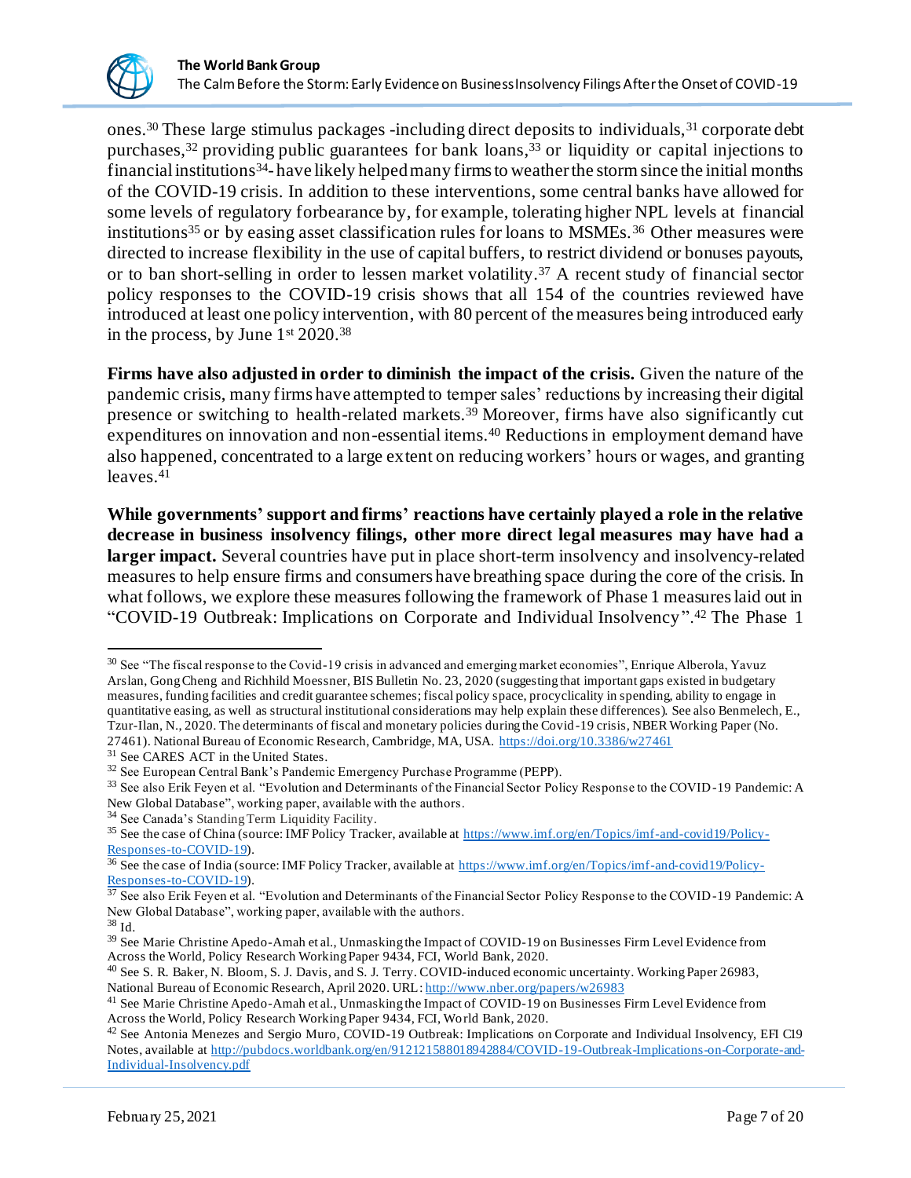ones.[30] These large stimulus packages -including direct deposits to individuals,[31] corporate debt purchases,[32] providing public guarantees for bank loans,[33] or liquidity or capital injections to financial institutions[34]- have likely helped many firms to weather the storm since the initial months of the COVID-19 crisis. In addition to these interventions, some central banks have allowed for some levels of regulatory forbearance by, for example, tolerating higher NPL levels at financial institutions[35] or by easing asset classification rules for loans to MSMEs.[36] Other measures were directed to increase flexibility in the use of capital buffers, to restrict dividend or bonuses payouts, or to ban short-selling in order to lessen market volatility.[37] A recent study of financial sector policy responses to the COVID-19 crisis shows that all 154 of the countries reviewed have introduced at least one policy intervention, with 80 percent of the measures being introduced early in the process, by June 1st 2020.[38]

**Firms have also adjusted in order to diminish the impact of the crisis.** Given the nature of the pandemic crisis, many firms have attempted to temper sales' reductions by increasing their digital presence or switching to health-related markets.[39] Moreover, firms have also significantly cut expenditures on innovation and non-essential items.[40] Reductions in employment demand have also happened, concentrated to a large extent on reducing workers' hours or wages, and granting leaves.[41]

**While governments' support and firms' reactions have certainly played a role in the relative decrease in business insolvency filings, other more direct legal measures may have had a larger impact.** Several countries have put in place short-term insolvency and insolvency-related measures to help ensure firms and consumers have breathing space during the core of the crisis. In what follows, we explore these measures following the framework of Phase 1 measures laid out in "COVID-19 Outbreak: Implications on Corporate and Individual Insolvency".[42] The Phase 1

---

[30] See "The fiscal response to the Covid-19 crisis in advanced and emerging market economies", Enrique Alberola, Yavuz Arslan, Gong Cheng and Richhild Moessner, BIS Bulletin No. 23, 2020 (suggesting that important gaps existed in budgetary measures, funding facilities and credit guarantee schemes; fiscal policy space, procyclicality in spending, ability to engage in quantitative easing, as well as structural institutional considerations may help explain these differences). See also Benmelech, E., Tzur-Ilan, N., 2020. The determinants of fiscal and monetary policies during the Covid-19 crisis, NBER Working Paper (No. 27461). National Bureau of Economic Research, Cambridge, MA, USA. https://doi.org/10.3386/w27461

[31] See CARES ACT in the United States.

[32] See European Central Bank's Pandemic Emergency Purchase Programme (PEPP).

[33] See also Erik Feyen et al. "Evolution and Determinants of the Financial Sector Policy Response to the COVID-19 Pandemic: A New Global Database", working paper, available with the authors.

[34] See Canada's Standing Term Liquidity Facility.

[35] See the case of China (source: IMF Policy Tracker, available at https://www.imf.org/en/Topics/imf-and-covid19/Policy-Responses-to-COVID-19).

[36] See the case of India (source: IMF Policy Tracker, available at https://www.imf.org/en/Topics/imf-and-covid19/Policy-Responses-to-COVID-19).

[37] See also Erik Feyen et al. "Evolution and Determinants of the Financial Sector Policy Response to the COVID-19 Pandemic: A New Global Database", working paper, available with the authors.

[38] Id.

[39] See Marie Christine Apedo-Amah et al., Unmasking the Impact of COVID-19 on Businesses Firm Level Evidence from Across the World, Policy Research Working Paper 9434, FCI, World Bank, 2020.

[40] See S. R. Baker, N. Bloom, S. J. Davis, and S. J. Terry. COVID-induced economic uncertainty. Working Paper 26983, National Bureau of Economic Research, April 2020. URL: http://www.nber.org/papers/w26983

[41] See Marie Christine Apedo-Amah et al., Unmasking the Impact of COVID-19 on Businesses Firm Level Evidence from Across the World, Policy Research Working Paper 9434, FCI, World Bank, 2020.

[42] See Antonia Menezes and Sergio Muro, COVID-19 Outbreak: Implications on Corporate and Individual Insolvency, EFI C19 Notes, available at http://pubdocs.worldbank.org/en/912121588018942884/COVID-19-Outbreak-Implications-on-Corporate-and-Individual-Insolvency.pdf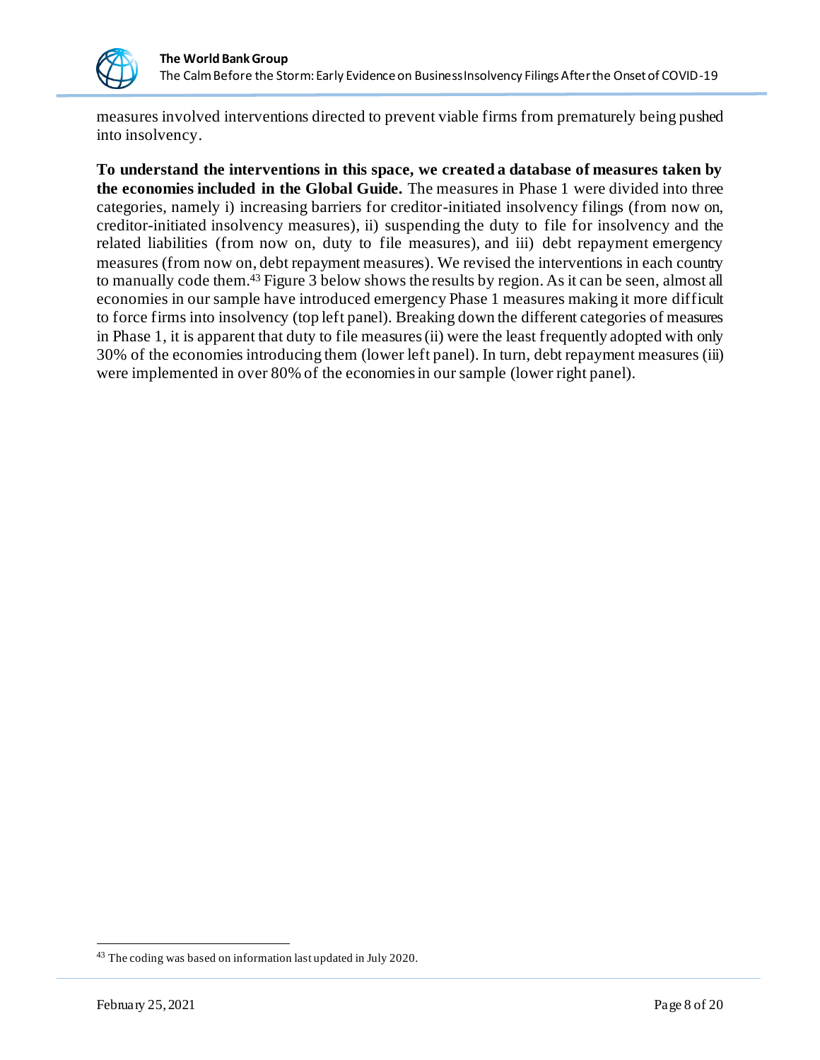measures involved interventions directed to prevent viable firms from prematurely being pushed into insolvency.

**To understand the interventions in this space, we created a database of measures taken by the economies included in the Global Guide.** The measures in Phase 1 were divided into three categories, namely i) increasing barriers for creditor-initiated insolvency filings (from now on, creditor-initiated insolvency measures), ii) suspending the duty to file for insolvency and the related liabilities (from now on, duty to file measures), and iii) debt repayment emergency measures (from now on, debt repayment measures). We revised the interventions in each country to manually code them.[43] Figure 3 below shows the results by region. As it can be seen, almost all economies in our sample have introduced emergency Phase 1 measures making it more difficult to force firms into insolvency (top left panel). Breaking down the different categories of measures in Phase 1, it is apparent that duty to file measures (ii) were the least frequently adopted with only 30% of the economies introducing them (lower left panel). In turn, debt repayment measures (iii) were implemented in over 80% of the economies in our sample (lower right panel).

[43] The coding was based on information last updated in July 2020.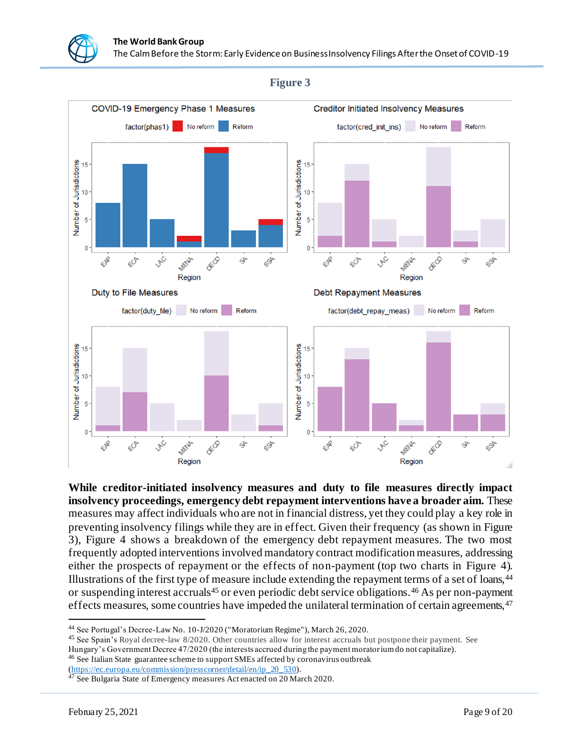**Figure 3**

**While creditor-initiated insolvency measures and duty to file measures directly impact insolvency proceedings, emergency debt repayment interventions have a broader aim.** These measures may affect individuals who are not in financial distress, yet they could play a key role in preventing insolvency filings while they are in effect. Given their frequency (as shown in Figure 3), Figure 4 shows a breakdown of the emergency debt repayment measures. The two most frequently adopted interventions involved mandatory contract modification measures, addressing either the prospects of repayment or the effects of non-payment (top two charts in Figure 4). Illustrations of the first type of measure include extending the repayment terms of a set of loans,[44] or suspending interest accruals[45] or even periodic debt service obligations.[46] As per non-payment effects measures, some countries have impeded the unilateral termination of certain agreements,[47]

---

[44] See Portugal's Decree-Law No. 10-J/2020 ("Moratorium Regime"), March 26, 2020.

[45] See Spain's Royal decree-law 8/2020. Other countries allow for interest accruals but postpone their payment. See Hungary's Government Decree 47/2020 (the interests accrued during the payment moratorium do not capitalize).

[46] See Italian State guarantee scheme to support SMEs affected by coronavirus outbreak (https://ec.europa.eu/commission/presscorner/detail/en/ip_20_530).

[47] See Bulgaria State of Emergency measures Act enacted on 20 March 2020.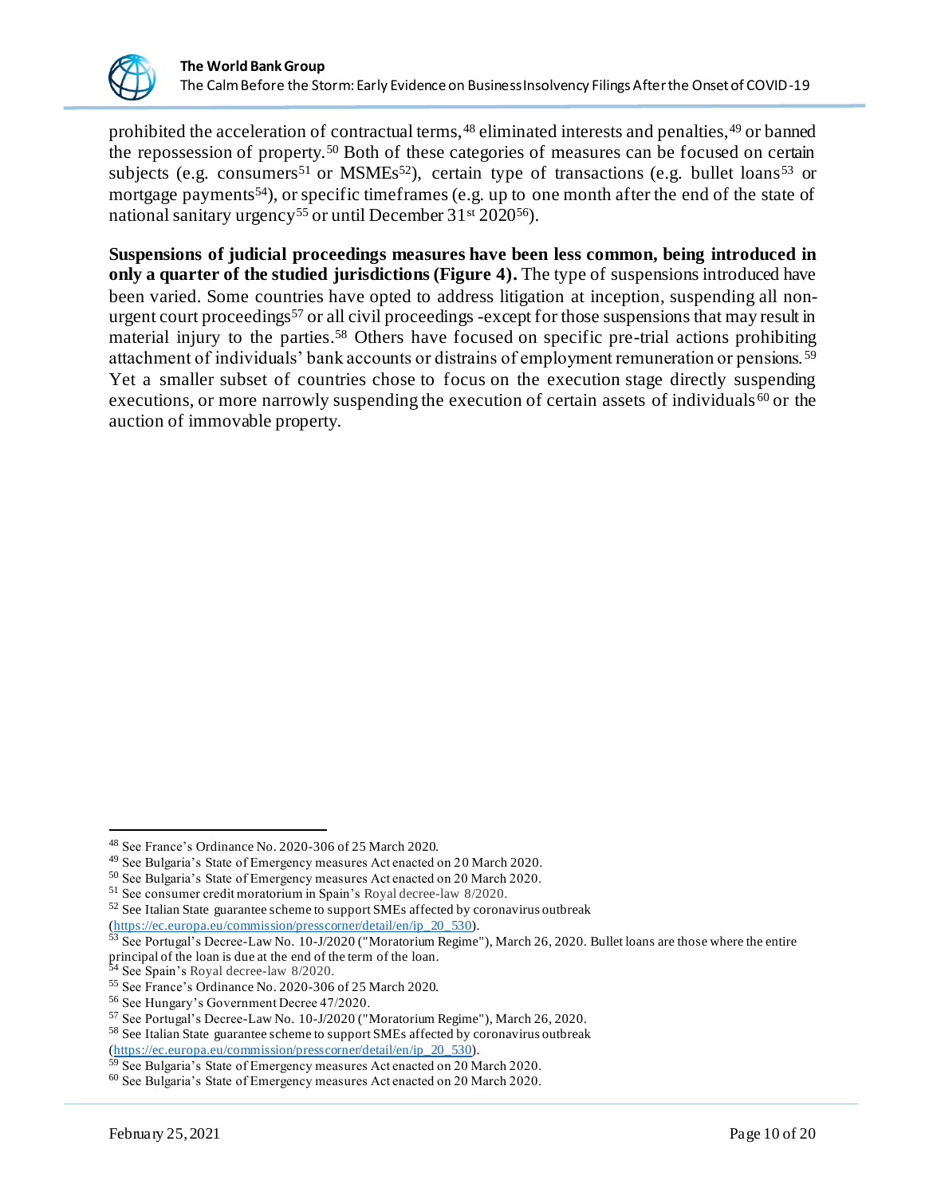prohibited the acceleration of contractual terms,[48] eliminated interests and penalties,[49] or banned the repossession of property.[50] Both of these categories of measures can be focused on certain subjects (e.g. consumers[51] or MSMEs[52]), certain type of transactions (e.g. bullet loans[53] or mortgage payments[54]), or specific timeframes (e.g. up to one month after the end of the state of national sanitary urgency[55] or until December 31st 2020[56]).

**Suspensions of judicial proceedings measures have been less common, being introduced in only a quarter of the studied jurisdictions (Figure 4).** The type of suspensions introduced have been varied. Some countries have opted to address litigation at inception, suspending all non-urgent court proceedings[57] or all civil proceedings -except for those suspensions that may result in material injury to the parties.[58] Others have focused on specific pre-trial actions prohibiting attachment of individuals' bank accounts or distrains of employment remuneration or pensions.[59] Yet a smaller subset of countries chose to focus on the execution stage directly suspending executions, or more narrowly suspending the execution of certain assets of individuals[60] or the auction of immovable property.

---

[48] See France's Ordinance No. 2020-306 of 25 March 2020.

[49] See Bulgaria's State of Emergency measures Act enacted on 20 March 2020.

[50] See Bulgaria's State of Emergency measures Act enacted on 20 March 2020.

[51] See consumer credit moratorium in Spain's Royal decree-law 8/2020.

[52] See Italian State guarantee scheme to support SMEs affected by coronavirus outbreak (https://ec.europa.eu/commission/presscorner/detail/en/ip_20_530).

[53] See Portugal's Decree-Law No. 10-J/2020 ("Moratorium Regime"), March 26, 2020. Bullet loans are those where the entire principal of the loan is due at the end of the term of the loan.

[54] See Spain's Royal decree-law 8/2020.

[55] See France's Ordinance No. 2020-306 of 25 March 2020.

[56] See Hungary's Government Decree 47/2020.

[57] See Portugal's Decree-Law No. 10-J/2020 ("Moratorium Regime"), March 26, 2020.

[58] See Italian State guarantee scheme to support SMEs affected by coronavirus outbreak (https://ec.europa.eu/commission/presscorner/detail/en/ip_20_530).

[59] See Bulgaria's State of Emergency measures Act enacted on 20 March 2020.

[60] See Bulgaria's State of Emergency measures Act enacted on 20 March 2020.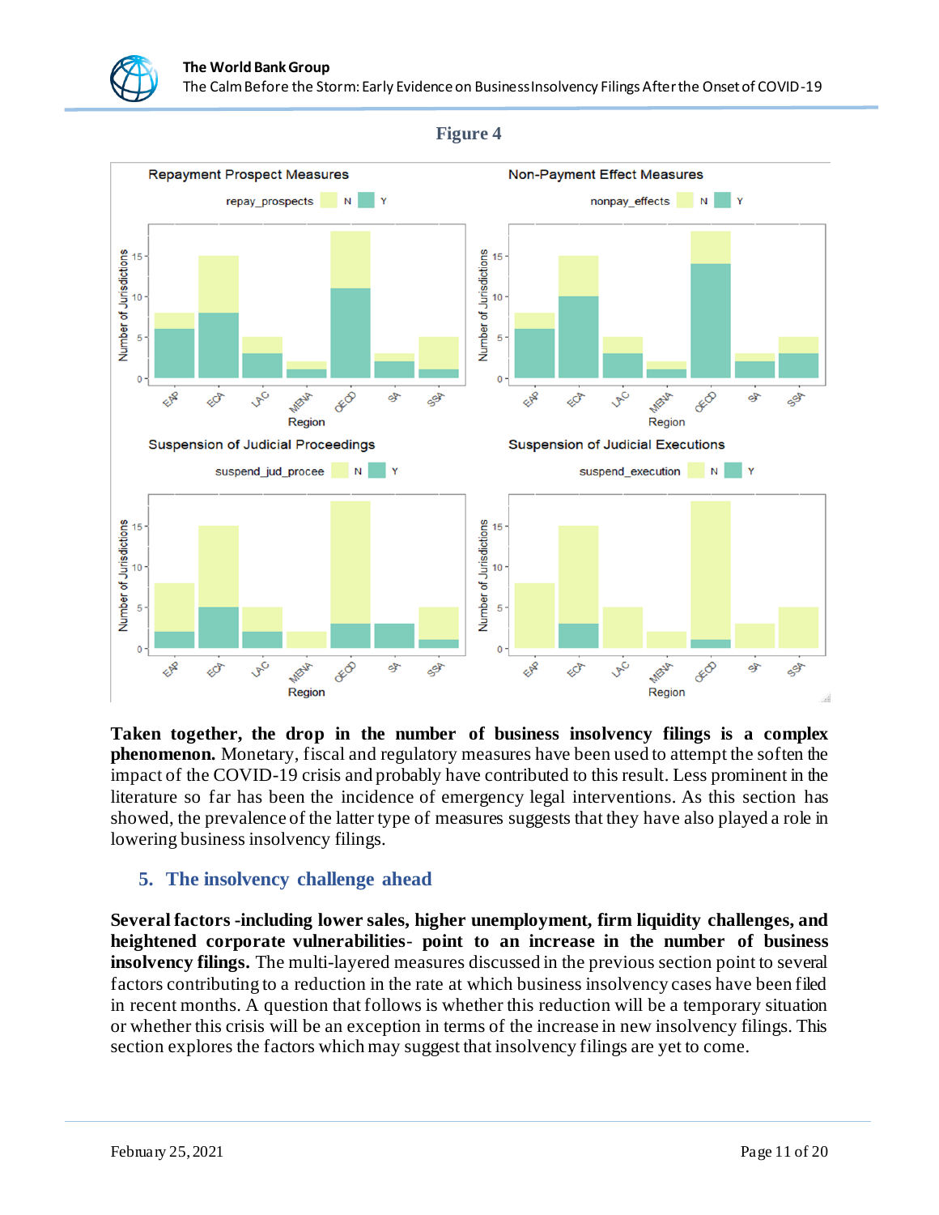**Figure 4**

**Taken together, the drop in the number of business insolvency filings is a complex phenomenon.** Monetary, fiscal and regulatory measures have been used to attempt the soften the impact of the COVID-19 crisis and probably have contributed to this result. Less prominent in the literature so far has been the incidence of emergency legal interventions. As this section has showed, the prevalence of the latter type of measures suggests that they have also played a role in lowering business insolvency filings.

## 5. The insolvency challenge ahead

**Several factors -including lower sales, higher unemployment, firm liquidity challenges, and heightened corporate vulnerabilities- point to an increase in the number of business insolvency filings.** The multi-layered measures discussed in the previous section point to several factors contributing to a reduction in the rate at which business insolvency cases have been filed in recent months. A question that follows is whether this reduction will be a temporary situation or whether this crisis will be an exception in terms of the increase in new insolvency filings. This section explores the factors which may suggest that insolvency filings are yet to come.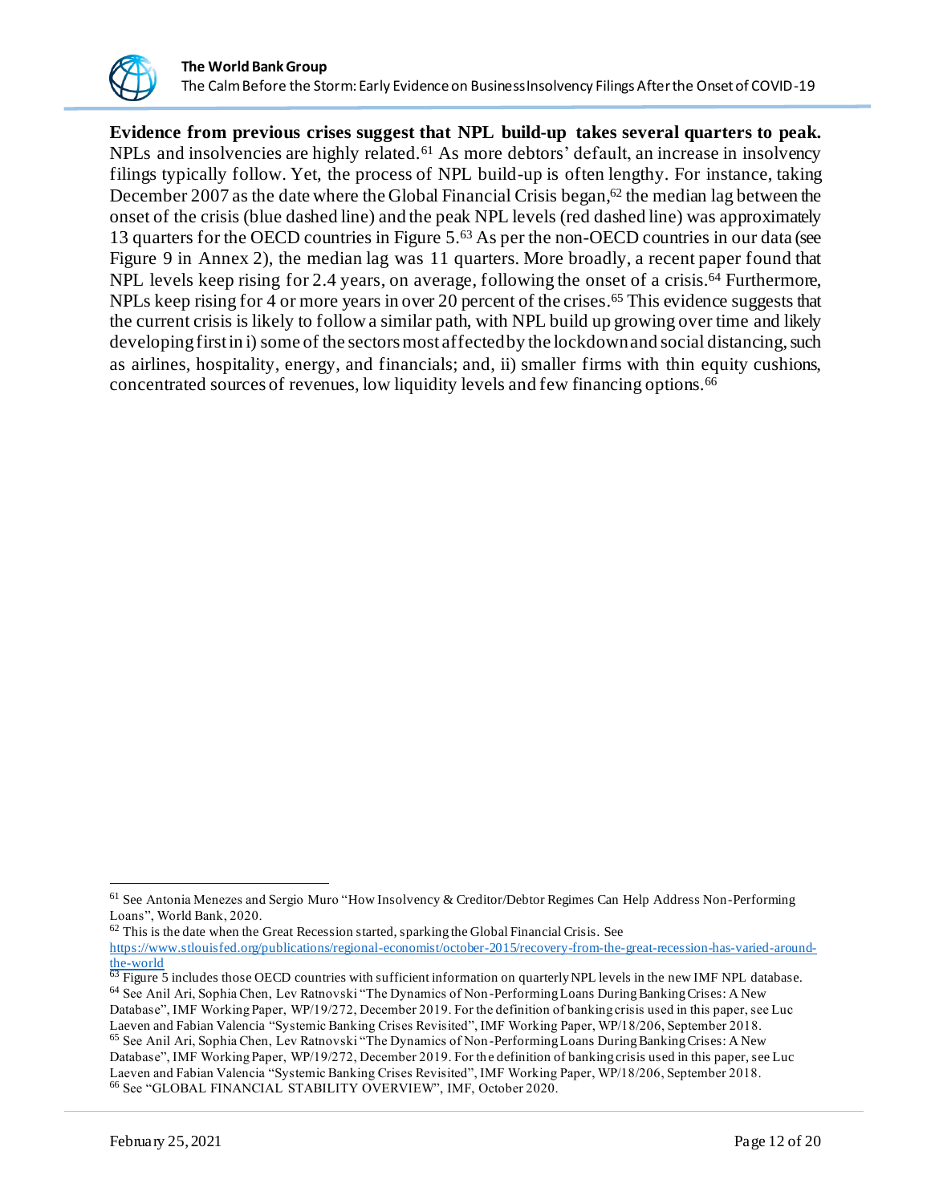**Evidence from previous crises suggest that NPL build-up takes several quarters to peak.** NPLs and insolvencies are highly related.[61] As more debtors' default, an increase in insolvency filings typically follow. Yet, the process of NPL build-up is often lengthy. For instance, taking December 2007 as the date where the Global Financial Crisis began,[62] the median lag between the onset of the crisis (blue dashed line) and the peak NPL levels (red dashed line) was approximately 13 quarters for the OECD countries in Figure 5.[63] As per the non-OECD countries in our data (see Figure 9 in Annex 2), the median lag was 11 quarters. More broadly, a recent paper found that NPL levels keep rising for 2.4 years, on average, following the onset of a crisis.[64] Furthermore, NPLs keep rising for 4 or more years in over 20 percent of the crises.[65] This evidence suggests that the current crisis is likely to follow a similar path, with NPL build up growing over time and likely developing first in i) some of the sectors most affected by the lockdown and social distancing, such as airlines, hospitality, energy, and financials; and, ii) smaller firms with thin equity cushions, concentrated sources of revenues, low liquidity levels and few financing options.[66]

---

[61] See Antonia Menezes and Sergio Muro "How Insolvency & Creditor/Debtor Regimes Can Help Address Non-Performing Loans", World Bank, 2020.

[62] This is the date when the Great Recession started, sparking the Global Financial Crisis. See https://www.stlouisfed.org/publications/regional-economist/october-2015/recovery-from-the-great-recession-has-varied-around-the-world

[63] Figure 5 includes those OECD countries with sufficient information on quarterly NPL levels in the new IMF NPL database.

[64] See Anil Ari, Sophia Chen, Lev Ratnovski "The Dynamics of Non-Performing Loans During Banking Crises: A New Database", IMF Working Paper, WP/19/272, December 2019. For the definition of banking crisis used in this paper, see Luc Laeven and Fabian Valencia "Systemic Banking Crises Revisited", IMF Working Paper, WP/18/206, September 2018.

[65] See Anil Ari, Sophia Chen, Lev Ratnovski "The Dynamics of Non-Performing Loans During Banking Crises: A New Database", IMF Working Paper, WP/19/272, December 2019. For the definition of banking crisis used in this paper, see Luc Laeven and Fabian Valencia "Systemic Banking Crises Revisited", IMF Working Paper, WP/18/206, September 2018.

[66] See "GLOBAL FINANCIAL STABILITY OVERVIEW", IMF, October 2020.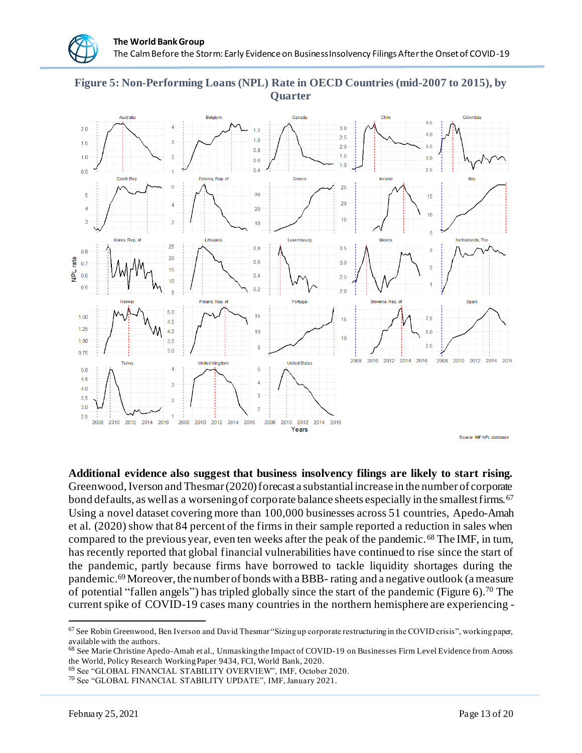**Figure 5: Non-Performing Loans (NPL) Rate in OECD Countries (mid-2007 to 2015), by Quarter**

Source: IMF NPL database

**Additional evidence also suggest that business insolvency filings are likely to start rising.** Greenwood, Iverson and Thesmar (2020) forecast a substantial increase in the number of corporate bond defaults, as well as a worsening of corporate balance sheets especially in the smallest firms.[67] Using a novel dataset covering more than 100,000 businesses across 51 countries, Apedo-Amah et al. (2020) show that 84 percent of the firms in their sample reported a reduction in sales when compared to the previous year, even ten weeks after the peak of the pandemic.[68] The IMF, in turn, has recently reported that global financial vulnerabilities have continued to rise since the start of the pandemic, partly because firms have borrowed to tackle liquidity shortages during the pandemic.[69] Moreover, the number of bonds with a BBB- rating and a negative outlook (a measure of potential "fallen angels") has tripled globally since the start of the pandemic (Figure 6).[70] The current spike of COVID-19 cases many countries in the northern hemisphere are experiencing -

---

[67] See Robin Greenwood, Ben Iverson and David Thesmar "Sizing up corporate restructuring in the COVID crisis", working paper, available with the authors.

[68] See Marie Christine Apedo-Amah et al., Unmasking the Impact of COVID-19 on Businesses Firm Level Evidence from Across the World, Policy Research Working Paper 9434, FCI, World Bank, 2020.

[69] See "GLOBAL FINANCIAL STABILITY OVERVIEW", IMF, October 2020.

[70] See "GLOBAL FINANCIAL STABILITY UPDATE", IMF, January 2021.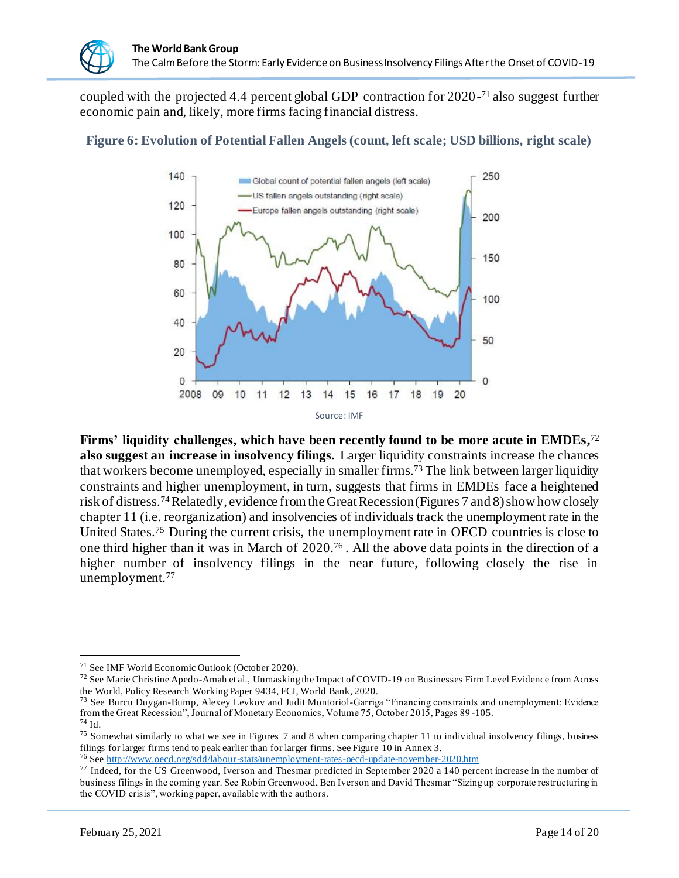coupled with the projected 4.4 percent global GDP contraction for 2020 -[71] also suggest further economic pain and, likely, more firms facing financial distress.

**Figure 6: Evolution of Potential Fallen Angels (count, left scale; USD billions, right scale)**

Source: IMF

**Firms' liquidity challenges, which have been recently found to be more acute in EMDEs,[72] also suggest an increase in insolvency filings.** Larger liquidity constraints increase the chances that workers become unemployed, especially in smaller firms.[73] The link between larger liquidity constraints and higher unemployment, in turn, suggests that firms in EMDEs face a heightened risk of distress.[74] Relatedly, evidence from the Great Recession (Figures 7 and 8) show how closely chapter 11 (i.e. reorganization) and insolvencies of individuals track the unemployment rate in the United States.[75] During the current crisis, the unemployment rate in OECD countries is close to one third higher than it was in March of 2020.[76]. All the above data points in the direction of a higher number of insolvency filings in the near future, following closely the rise in unemployment.[77]

---

[71] See IMF World Economic Outlook (October 2020).

[72] See Marie Christine Apedo-Amah et al., Unmasking the Impact of COVID-19 on Businesses Firm Level Evidence from Across the World, Policy Research Working Paper 9434, FCI, World Bank, 2020.

[73] See Burcu Duygan-Bump, Alexey Levkov and Judit Montoriol-Garriga "Financing constraints and unemployment: Evidence from the Great Recession", Journal of Monetary Economics, Volume 75, October 2015, Pages 89-105.

[74] Id.

[75] Somewhat similarly to what we see in Figures 7 and 8 when comparing chapter 11 to individual insolvency filings, business filings for larger firms tend to peak earlier than for larger firms. See Figure 10 in Annex 3.

[76] See http://www.oecd.org/sdd/labour-stats/unemployment-rates-oecd-update-november-2020.htm

[77] Indeed, for the US Greenwood, Iverson and Thesmar predicted in September 2020 a 140 percent increase in the number of business filings in the coming year. See Robin Greenwood, Ben Iverson and David Thesmar "Sizing up corporate restructuring in the COVID crisis", working paper, available with the authors.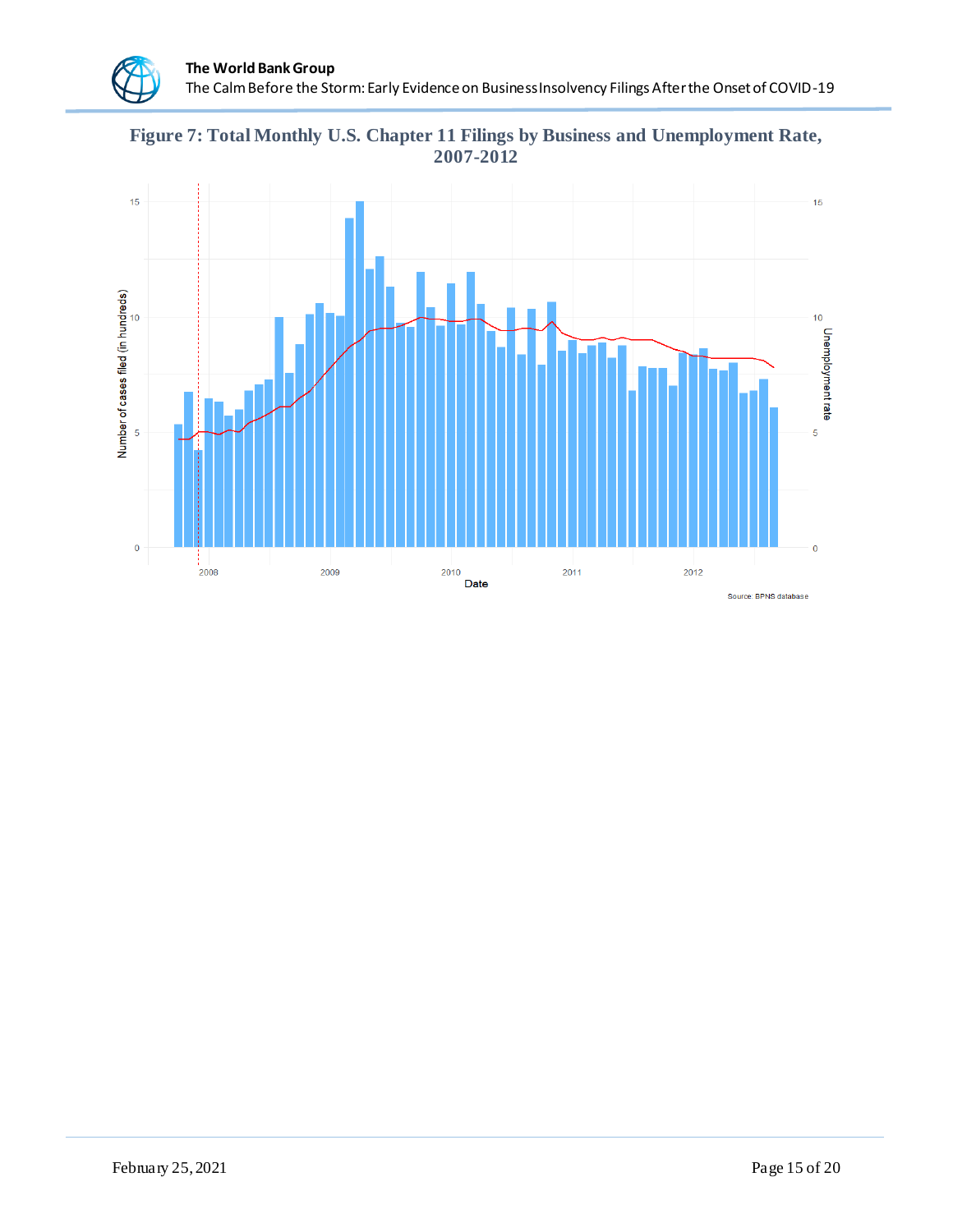**Figure 7: Total Monthly U.S. Chapter 11 Filings by Business and Unemployment Rate, 2007-2012**

Source: BPNS database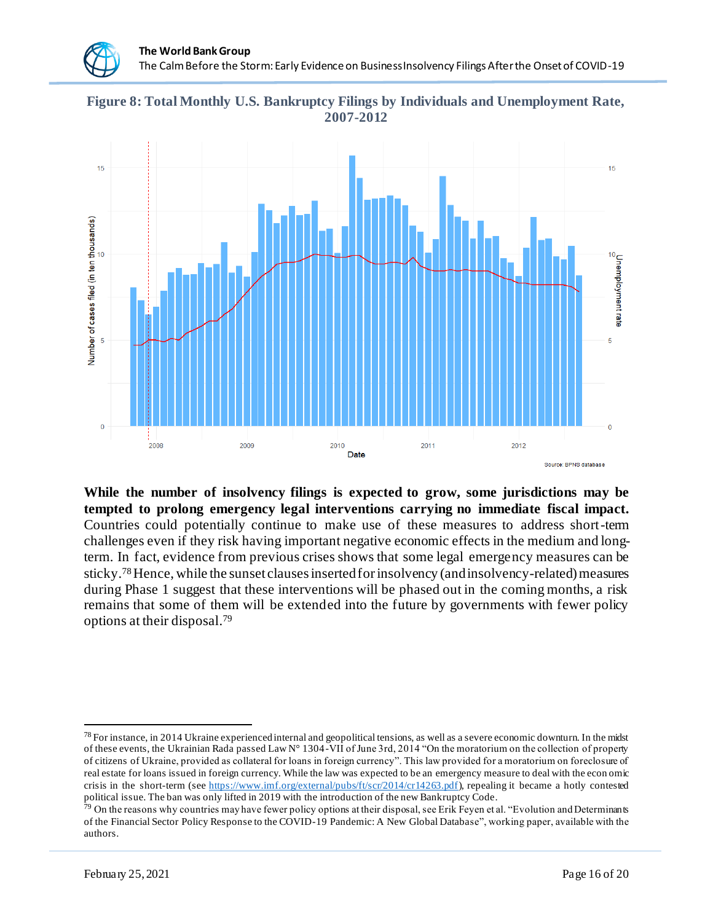**Figure 8: Total Monthly U.S. Bankruptcy Filings by Individuals and Unemployment Rate, 2007-2012**

Source: BPNS database

**While the number of insolvency filings is expected to grow, some jurisdictions may be tempted to prolong emergency legal interventions carrying no immediate fiscal impact.** Countries could potentially continue to make use of these measures to address short-term challenges even if they risk having important negative economic effects in the medium and long-term. In fact, evidence from previous crises shows that some legal emergency measures can be sticky.[78] Hence, while the sunset clauses inserted for insolvency (and insolvency-related) measures during Phase 1 suggest that these interventions will be phased out in the coming months, a risk remains that some of them will be extended into the future by governments with fewer policy options at their disposal.[79]

---

[78] For instance, in 2014 Ukraine experienced internal and geopolitical tensions, as well as a severe economic downturn. In the midst of these events, the Ukrainian Rada passed Law N° 1304-VII of June 3rd, 2014 "On the moratorium on the collection of property of citizens of Ukraine, provided as collateral for loans in foreign currency". This law provided for a moratorium on foreclosure of real estate for loans issued in foreign currency. While the law was expected to be an emergency measure to deal with the economic crisis in the short-term (see https://www.imf.org/external/pubs/ft/scr/2014/cr14263.pdf), repealing it became a hotly contested political issue. The ban was only lifted in 2019 with the introduction of the new Bankruptcy Code.

[79] On the reasons why countries may have fewer policy options at their disposal, see Erik Feyen et al. "Evolution and Determinants of the Financial Sector Policy Response to the COVID-19 Pandemic: A New Global Database", working paper, available with the authors.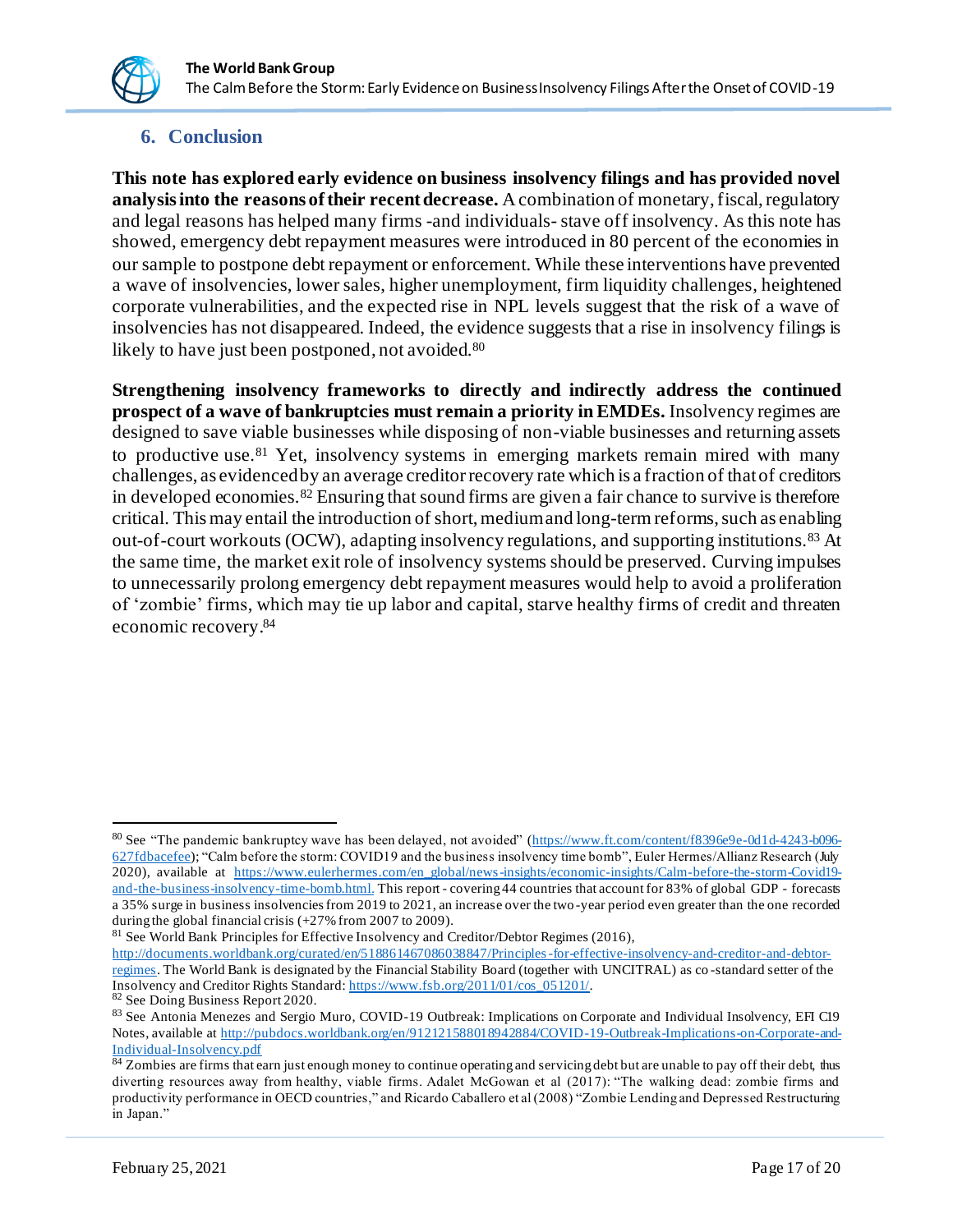## 6. Conclusion

**This note has explored early evidence on business insolvency filings and has provided novel analysis into the reasons of their recent decrease.** A combination of monetary, fiscal, regulatory and legal reasons has helped many firms -and individuals- stave off insolvency. As this note has showed, emergency debt repayment measures were introduced in 80 percent of the economies in our sample to postpone debt repayment or enforcement. While these interventions have prevented a wave of insolvencies, lower sales, higher unemployment, firm liquidity challenges, heightened corporate vulnerabilities, and the expected rise in NPL levels suggest that the risk of a wave of insolvencies has not disappeared. Indeed, the evidence suggests that a rise in insolvency filings is likely to have just been postponed, not avoided.[80]

**Strengthening insolvency frameworks to directly and indirectly address the continued prospect of a wave of bankruptcies must remain a priority in EMDEs.** Insolvency regimes are designed to save viable businesses while disposing of non-viable businesses and returning assets to productive use.[81] Yet, insolvency systems in emerging markets remain mired with many challenges, as evidenced by an average creditor recovery rate which is a fraction of that of creditors in developed economies.[82] Ensuring that sound firms are given a fair chance to survive is therefore critical. This may entail the introduction of short, medium and long-term reforms, such as enabling out-of-court workouts (OCW), adapting insolvency regulations, and supporting institutions.[83] At the same time, the market exit role of insolvency systems should be preserved. Curving impulses to unnecessarily prolong emergency debt repayment measures would help to avoid a proliferation of 'zombie' firms, which may tie up labor and capital, starve healthy firms of credit and threaten economic recovery.[84]

---

[80] See "The pandemic bankruptcy wave has been delayed, not avoided" (https://www.ft.com/content/f8396e9e-0d1d-4243-b096-627fdbacefee); "Calm before the storm: COVID19 and the business insolvency time bomb", Euler Hermes/Allianz Research (July 2020), available at https://www.eulerhermes.com/en_global/news-insights/economic-insights/Calm-before-the-storm-Covid19-and-the-business-insolvency-time-bomb.html. This report - covering 44 countries that account for 83% of global GDP - forecasts a 35% surge in business insolvencies from 2019 to 2021, an increase over the two-year period even greater than the one recorded during the global financial crisis (+27% from 2007 to 2009).

[81] See World Bank Principles for Effective Insolvency and Creditor/Debtor Regimes (2016), http://documents.worldbank.org/curated/en/518861467086038847/Principles-for-effective-insolvency-and-creditor-and-debtor-regimes. The World Bank is designated by the Financial Stability Board (together with UNCITRAL) as co-standard setter of the Insolvency and Creditor Rights Standard: https://www.fsb.org/2011/01/cos_051201/.

[82] See Doing Business Report 2020.

[83] See Antonia Menezes and Sergio Muro, COVID-19 Outbreak: Implications on Corporate and Individual Insolvency, EFI C19 Notes, available at http://pubdocs.worldbank.org/en/912121588018942884/COVID-19-Outbreak-Implications-on-Corporate-and-Individual-Insolvency.pdf

[84] Zombies are firms that earn just enough money to continue operating and servicing debt but are unable to pay off their debt, thus diverting resources away from healthy, viable firms. Adalet McGowan et al (2017): "The walking dead: zombie firms and productivity performance in OECD countries," and Ricardo Caballero et al (2008) "Zombie Lending and Depressed Restructuring in Japan."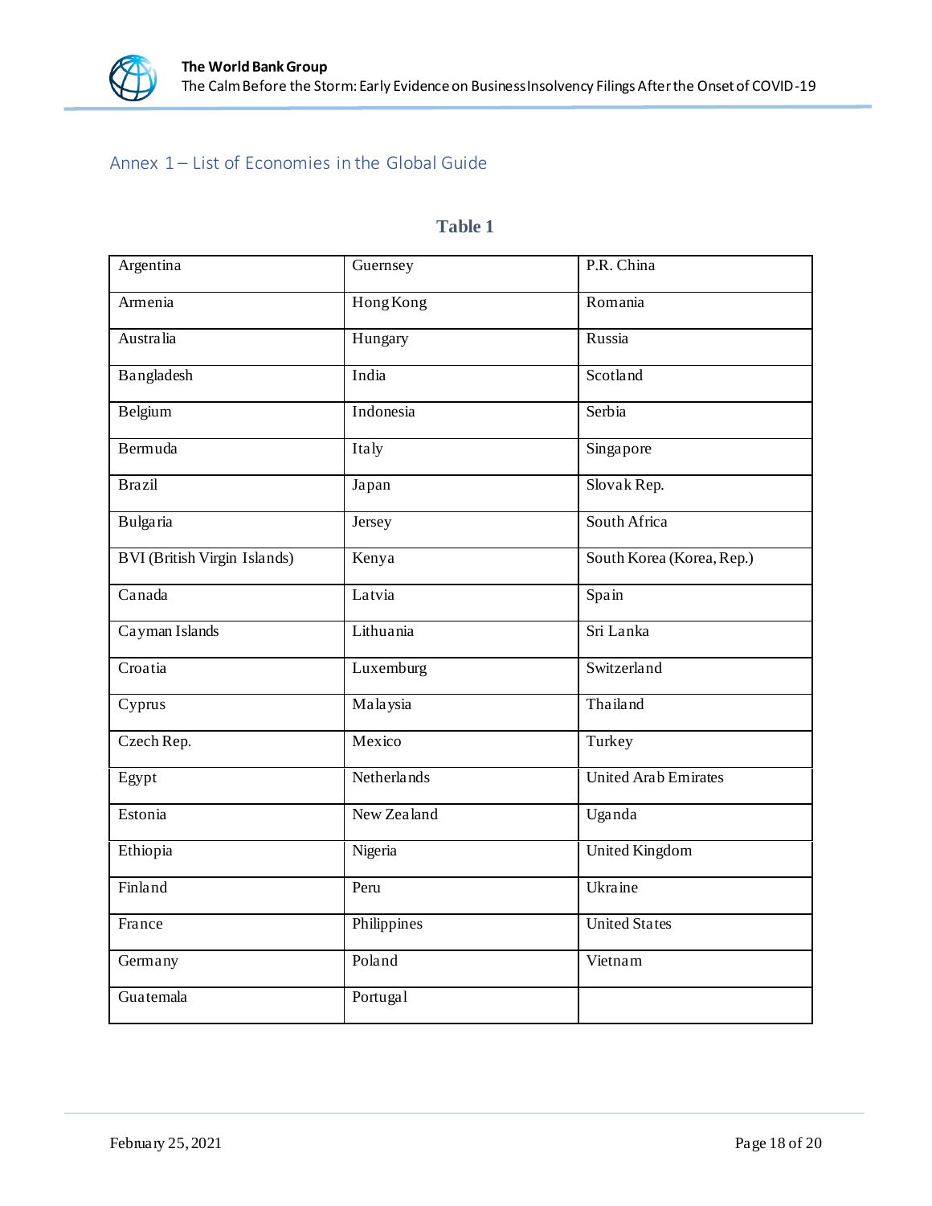## Annex 1 – List of Economies in the Global Guide

**Table 1**

| | | |
|---|---|---|
| Argentina | Guernsey | P.R. China |
| Armenia | Hong Kong | Romania |
| Australia | Hungary | Russia |
| Bangladesh | India | Scotland |
| Belgium | Indonesia | Serbia |
| Bermuda | Italy | Singapore |
| Brazil | Japan | Slovak Rep. |
| Bulgaria | Jersey | South Africa |
| BVI (British Virgin Islands) | Kenya | South Korea (Korea, Rep.) |
| Canada | Latvia | Spain |
| Cayman Islands | Lithuania | Sri Lanka |
| Croatia | Luxemburg | Switzerland |
| Cyprus | Malaysia | Thailand |
| Czech Rep. | Mexico | Turkey |
| Egypt | Netherlands | United Arab Emirates |
| Estonia | New Zealand | Uganda |
| Ethiopia | Nigeria | United Kingdom |
| Finland | Peru | Ukraine |
| France | Philippines | United States |
| Germany | Poland | Vietnam |
| Guatemala | Portugal | |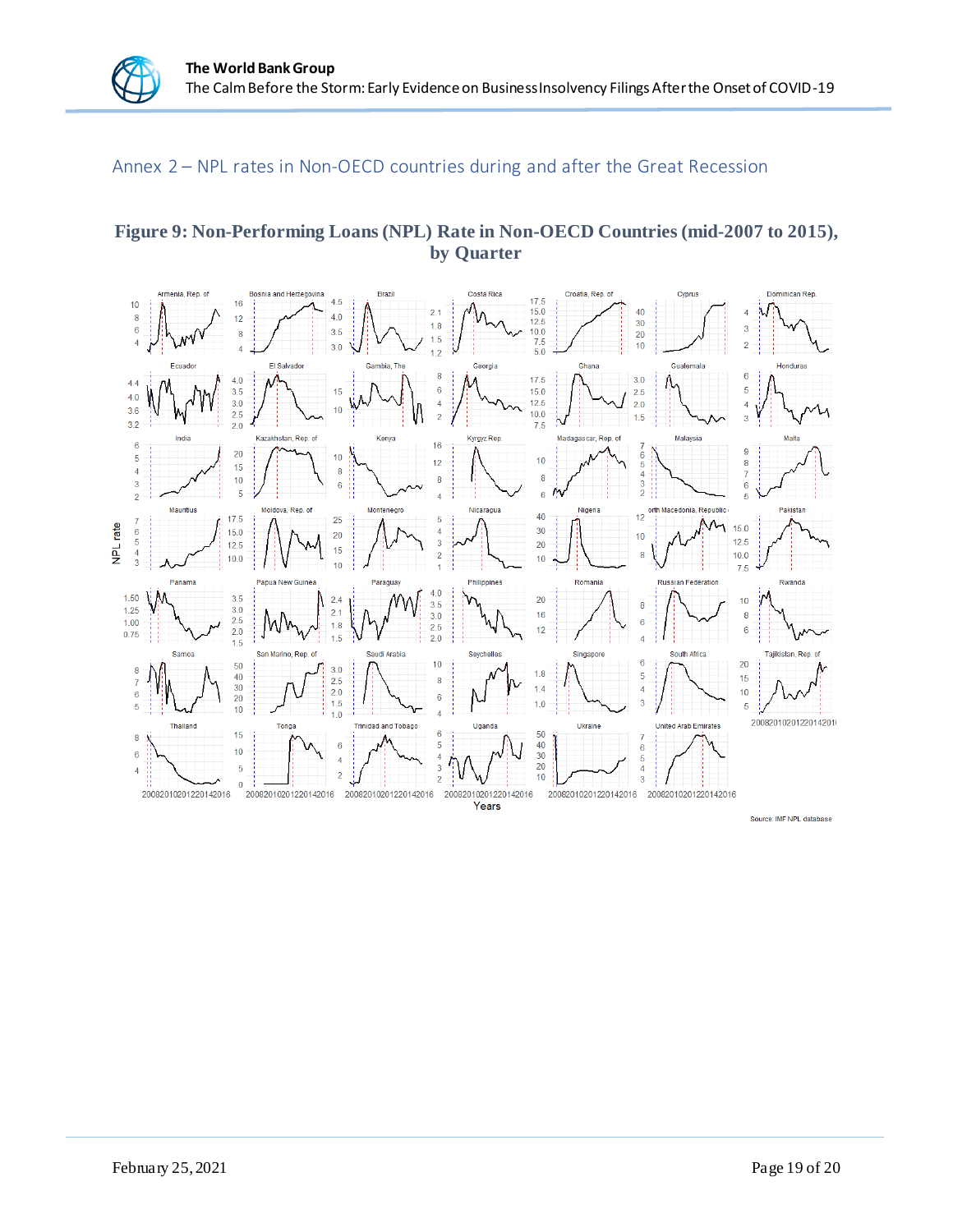## Annex 2 – NPL rates in Non-OECD countries during and after the Great Recession

**Figure 9: Non-Performing Loans (NPL) Rate in Non-OECD Countries (mid-2007 to 2015), by Quarter**

Source: IMF NPL database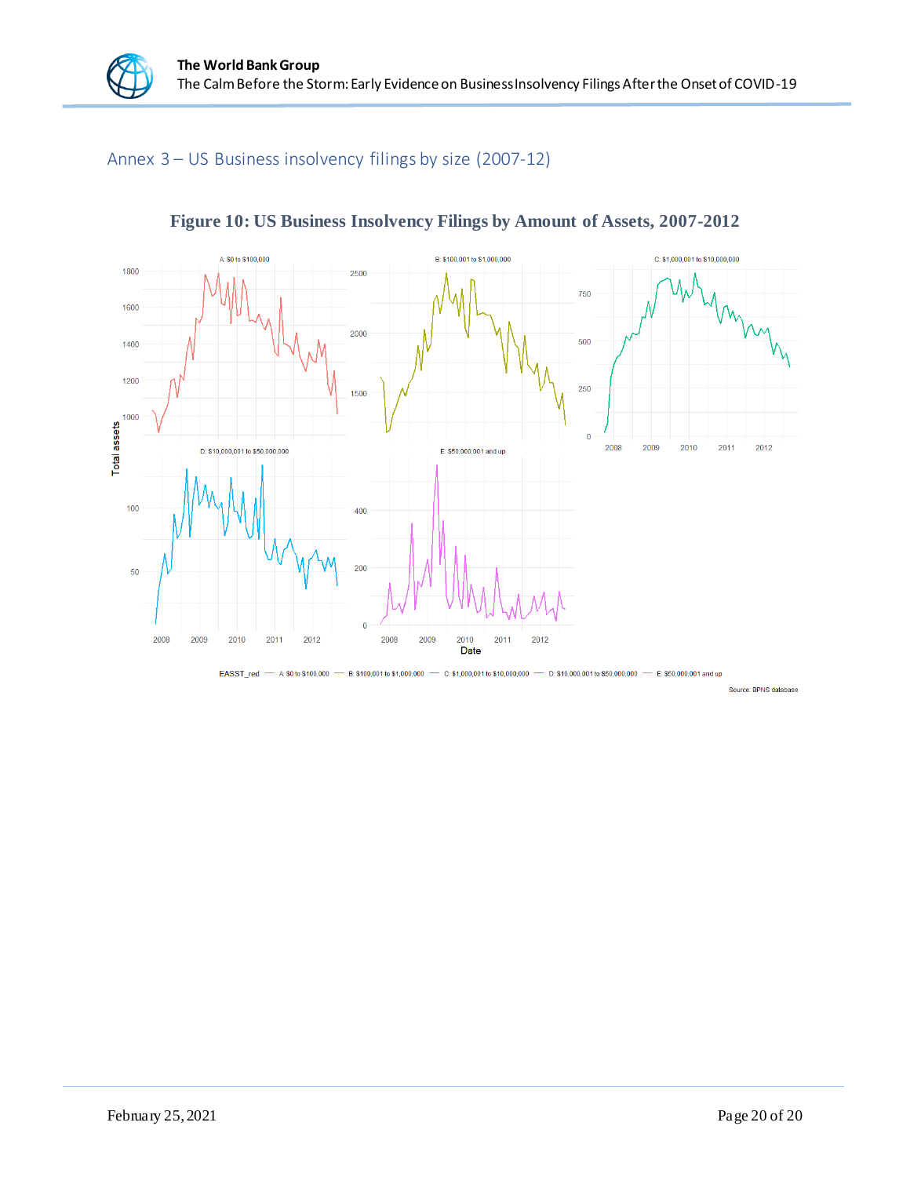## Annex 3 – US Business insolvency filings by size (2007-12)

**Figure 10: US Business Insolvency Filings by Amount of Assets, 2007-2012**

A: $0 to $100,000

1800
1600
1400
1200
1000

B: $100,001 to $1,000,000

2500
2000
1500

C: $1,000,001 to $10,000,000

750
500
250
0

2008 2009 2010 2011 2012

D: $10,000,001 to $50,000,000

100
50

2008 2009 2010 2011 2012

E: $50,000,001 and up

400
200
0

2008 2009 2010 2011 2012

Total assets

Date

EASST_red — A: $0 to $100,000 — B: $100,001 to $1,000,000 — C: $1,000,001 to $10,000,000 — D: $10,000,001 to $50,000,000 — E: $50,000,001 and up

Source: BPNS database